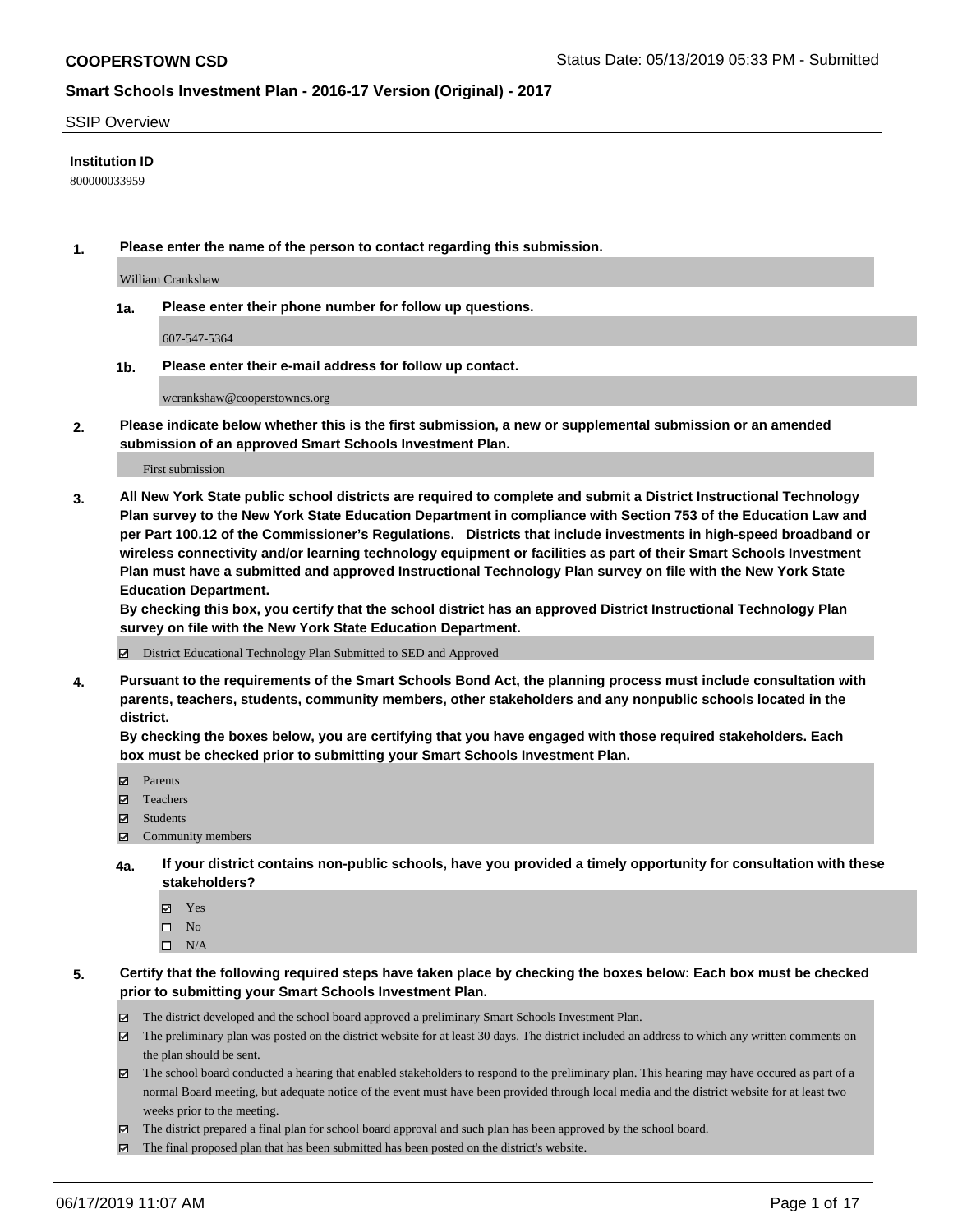## SSIP Overview

**Institution ID**

800000033959

1. **Please enter the name of the person to contact regarding this submission.**

   William Crankshaw

   1a. **Please enter their phone number for follow up questions.**

   607-547-5364

   1b. **Please enter their e-mail address for follow up contact.**

   wcrankshaw@cooperstowncs.org

2. **Please indicate below whether this is the first submission, a new or supplemental submission or an amended submission of an approved Smart Schools Investment Plan.**

   First submission

3. **All New York State public school districts are required to complete and submit a District Instructional Technology Plan survey to the New York State Education Department in compliance with Section 753 of the Education Law and per Part 100.12 of the Commissioner's Regulations. Districts that include investments in high-speed broadband or wireless connectivity and/or learning technology equipment or facilities as part of their Smart Schools Investment Plan must have a submitted and approved Instructional Technology Plan survey on file with the New York State Education Department.**
   **By checking this box, you certify that the school district has an approved District Instructional Technology Plan survey on file with the New York State Education Department.**

   ☑ District Educational Technology Plan Submitted to SED and Approved

4. **Pursuant to the requirements of the Smart Schools Bond Act, the planning process must include consultation with parents, teachers, students, community members, other stakeholders and any nonpublic schools located in the district.**
   **By checking the boxes below, you are certifying that you have engaged with those required stakeholders. Each box must be checked prior to submitting your Smart Schools Investment Plan.**

   ☑ Parents
   ☑ Teachers
   ☑ Students
   ☑ Community members

   4a. **If your district contains non-public schools, have you provided a timely opportunity for consultation with these stakeholders?**

   ☑ Yes
   ☐ No
   ☐ N/A

5. **Certify that the following required steps have taken place by checking the boxes below: Each box must be checked prior to submitting your Smart Schools Investment Plan.**

   ☑ The district developed and the school board approved a preliminary Smart Schools Investment Plan.
   ☑ The preliminary plan was posted on the district website for at least 30 days. The district included an address to which any written comments on the plan should be sent.
   ☑ The school board conducted a hearing that enabled stakeholders to respond to the preliminary plan. This hearing may have occured as part of a normal Board meeting, but adequate notice of the event must have been provided through local media and the district website for at least two weeks prior to the meeting.
   ☑ The district prepared a final plan for school board approval and such plan has been approved by the school board.
   ☑ The final proposed plan that has been submitted has been posted on the district's website.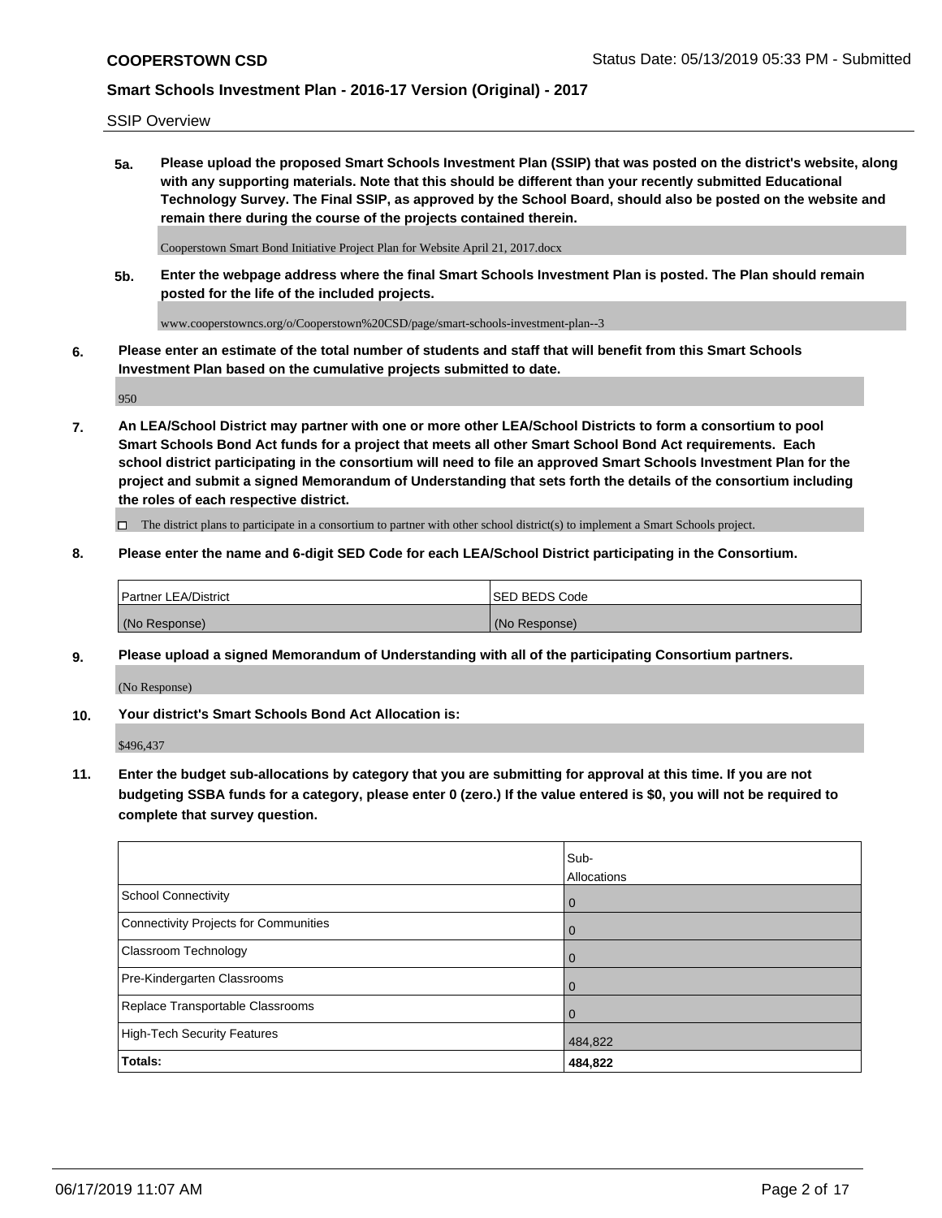SSIP Overview

**5a. Please upload the proposed Smart Schools Investment Plan (SSIP) that was posted on the district's website, along with any supporting materials. Note that this should be different than your recently submitted Educational Technology Survey. The Final SSIP, as approved by the School Board, should also be posted on the website and remain there during the course of the projects contained therein.**

Cooperstown Smart Bond Initiative Project Plan for Website April 21, 2017.docx

**5b. Enter the webpage address where the final Smart Schools Investment Plan is posted. The Plan should remain posted for the life of the included projects.**

www.cooperstowncs.org/o/Cooperstown%20CSD/page/smart-schools-investment-plan--3

**6. Please enter an estimate of the total number of students and staff that will benefit from this Smart Schools Investment Plan based on the cumulative projects submitted to date.**

950

**7. An LEA/School District may partner with one or more other LEA/School Districts to form a consortium to pool Smart Schools Bond Act funds for a project that meets all other Smart School Bond Act requirements. Each school district participating in the consortium will need to file an approved Smart Schools Investment Plan for the project and submit a signed Memorandum of Understanding that sets forth the details of the consortium including the roles of each respective district.**

☐ The district plans to participate in a consortium to partner with other school district(s) to implement a Smart Schools project.

**8. Please enter the name and 6-digit SED Code for each LEA/School District participating in the Consortium.**

| Partner LEA/District | SED BEDS Code |
|---|---|
| (No Response) | (No Response) |

**9. Please upload a signed Memorandum of Understanding with all of the participating Consortium partners.**

(No Response)

**10. Your district's Smart Schools Bond Act Allocation is:**

$496,437

**11. Enter the budget sub-allocations by category that you are submitting for approval at this time. If you are not budgeting SSBA funds for a category, please enter 0 (zero.) If the value entered is $0, you will not be required to complete that survey question.**

| | Sub-Allocations |
|---|---|
| School Connectivity | 0 |
| Connectivity Projects for Communities | 0 |
| Classroom Technology | 0 |
| Pre-Kindergarten Classrooms | 0 |
| Replace Transportable Classrooms | 0 |
| High-Tech Security Features | 484,822 |
| **Totals:** | **484,822** |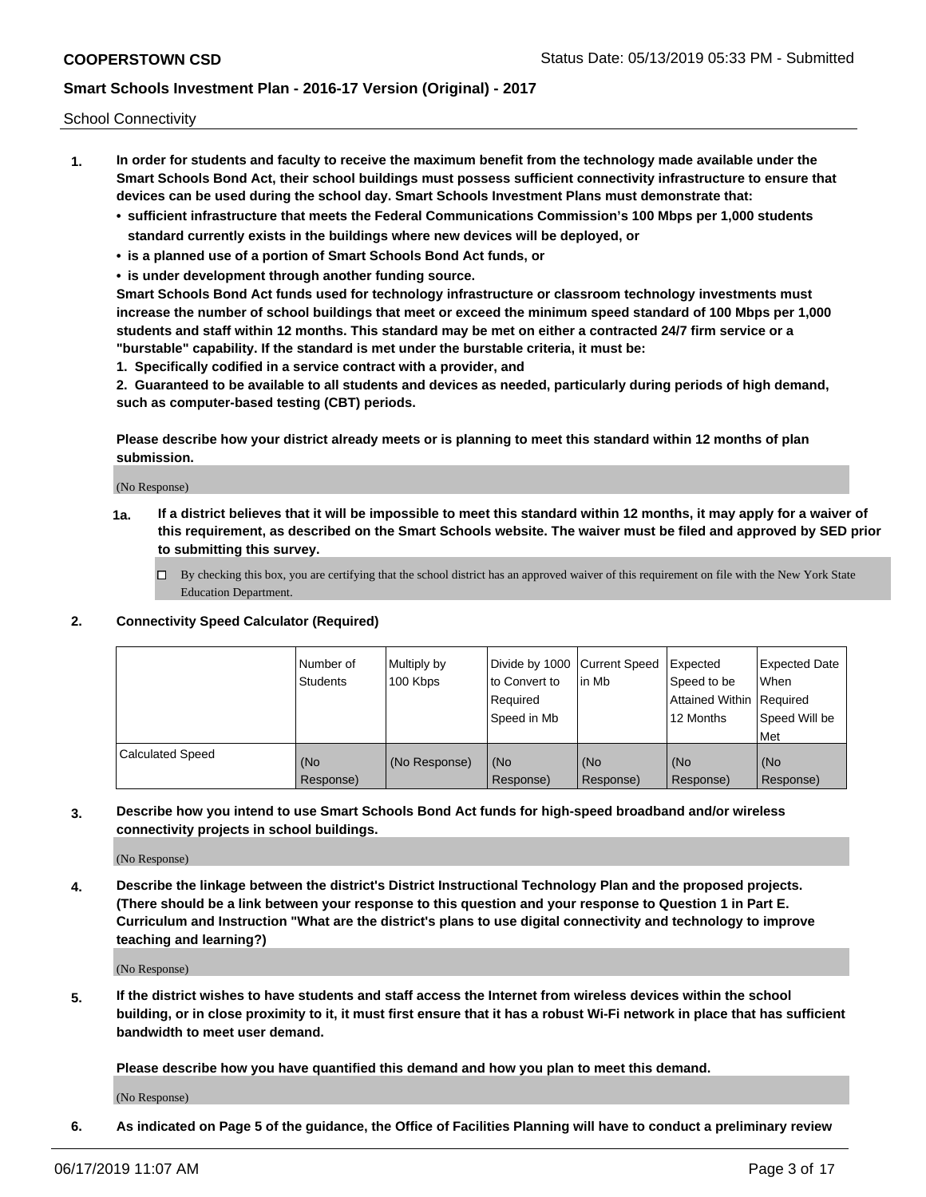School Connectivity

1. **In order for students and faculty to receive the maximum benefit from the technology made available under the Smart Schools Bond Act, their school buildings must possess sufficient connectivity infrastructure to ensure that devices can be used during the school day. Smart Schools Investment Plans must demonstrate that:**
   - **sufficient infrastructure that meets the Federal Communications Commission's 100 Mbps per 1,000 students standard currently exists in the buildings where new devices will be deployed, or**
   - **is a planned use of a portion of Smart Schools Bond Act funds, or**
   - **is under development through another funding source.**

   **Smart Schools Bond Act funds used for technology infrastructure or classroom technology investments must increase the number of school buildings that meet or exceed the minimum speed standard of 100 Mbps per 1,000 students and staff within 12 months. This standard may be met on either a contracted 24/7 firm service or a "burstable" capability. If the standard is met under the burstable criteria, it must be:**

   **1. Specifically codified in a service contract with a provider, and**

   **2. Guaranteed to be available to all students and devices as needed, particularly during periods of high demand, such as computer-based testing (CBT) periods.**

   **Please describe how your district already meets or is planning to meet this standard within 12 months of plan submission.**

   (No Response)

   **1a. If a district believes that it will be impossible to meet this standard within 12 months, it may apply for a waiver of this requirement, as described on the Smart Schools website. The waiver must be filed and approved by SED prior to submitting this survey.**

   ☐ By checking this box, you are certifying that the school district has an approved waiver of this requirement on file with the New York State Education Department.

2. **Connectivity Speed Calculator (Required)**

| | Number of Students | Multiply by 100 Kbps | Divide by 1000 to Convert to Required Speed in Mb | Current Speed in Mb | Expected Speed to be Attained Within 12 Months | Expected Date When Required Speed Will be Met |
|---|---|---|---|---|---|---|
| Calculated Speed | (No Response) | (No Response) | (No Response) | (No Response) | (No Response) | (No Response) |

3. **Describe how you intend to use Smart Schools Bond Act funds for high-speed broadband and/or wireless connectivity projects in school buildings.**

   (No Response)

4. **Describe the linkage between the district's District Instructional Technology Plan and the proposed projects. (There should be a link between your response to this question and your response to Question 1 in Part E. Curriculum and Instruction "What are the district's plans to use digital connectivity and technology to improve teaching and learning?)**

   (No Response)

5. **If the district wishes to have students and staff access the Internet from wireless devices within the school building, or in close proximity to it, it must first ensure that it has a robust Wi-Fi network in place that has sufficient bandwidth to meet user demand.**

   **Please describe how you have quantified this demand and how you plan to meet this demand.**

   (No Response)

6. **As indicated on Page 5 of the guidance, the Office of Facilities Planning will have to conduct a preliminary review**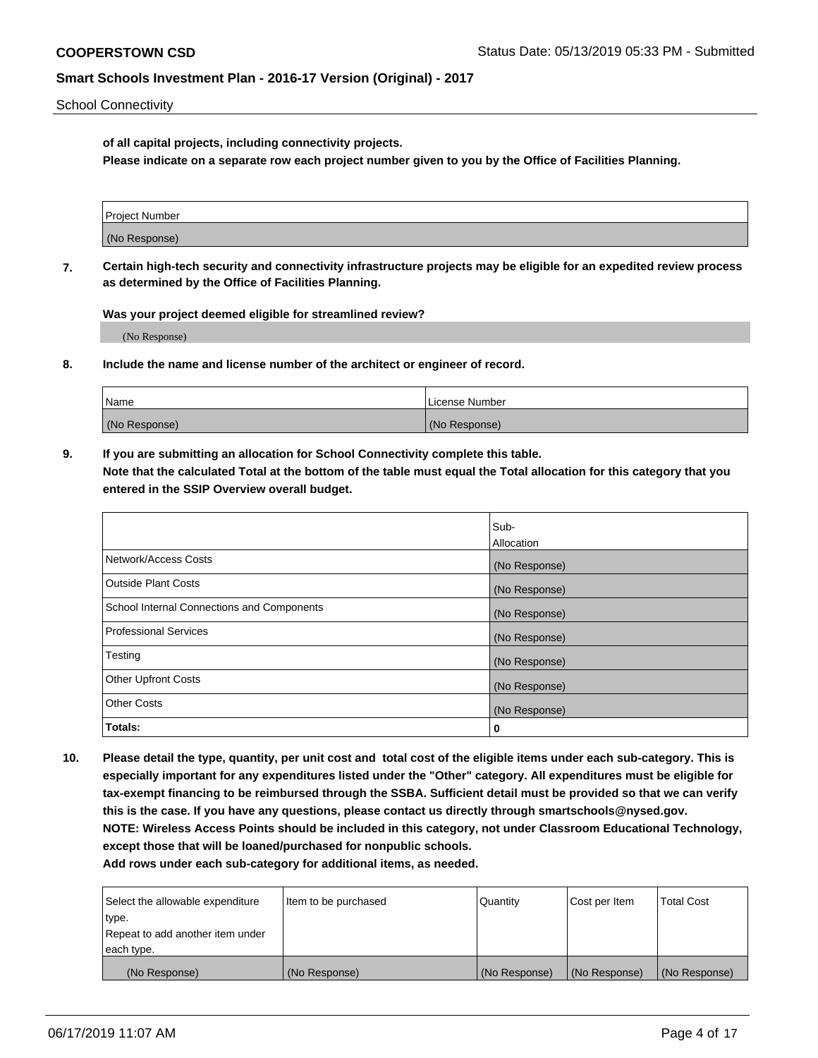of all capital projects, including connectivity projects.

**Please indicate on a separate row each project number given to you by the Office of Facilities Planning.**

| Project Number |
|---|
| (No Response) |

**7. Certain high-tech security and connectivity infrastructure projects may be eligible for an expedited review process as determined by the Office of Facilities Planning.**

**Was your project deemed eligible for streamlined review?**

(No Response)

**8. Include the name and license number of the architect or engineer of record.**

| Name | License Number |
|---|---|
| (No Response) | (No Response) |

**9. If you are submitting an allocation for School Connectivity complete this table. Note that the calculated Total at the bottom of the table must equal the Total allocation for this category that you entered in the SSIP Overview overall budget.**

| | Sub-Allocation |
|---|---|
| Network/Access Costs | (No Response) |
| Outside Plant Costs | (No Response) |
| School Internal Connections and Components | (No Response) |
| Professional Services | (No Response) |
| Testing | (No Response) |
| Other Upfront Costs | (No Response) |
| Other Costs | (No Response) |
| **Totals:** | **0** |

**10. Please detail the type, quantity, per unit cost and total cost of the eligible items under each sub-category. This is especially important for any expenditures listed under the "Other" category. All expenditures must be eligible for tax-exempt financing to be reimbursed through the SSBA. Sufficient detail must be provided so that we can verify this is the case. If you have any questions, please contact us directly through smartschools@nysed.gov. NOTE: Wireless Access Points should be included in this category, not under Classroom Educational Technology, except those that will be loaned/purchased for nonpublic schools. Add rows under each sub-category for additional items, as needed.**

| Select the allowable expenditure type. Repeat to add another item under each type. | Item to be purchased | Quantity | Cost per Item | Total Cost |
|---|---|---|---|---|
| (No Response) | (No Response) | (No Response) | (No Response) | (No Response) |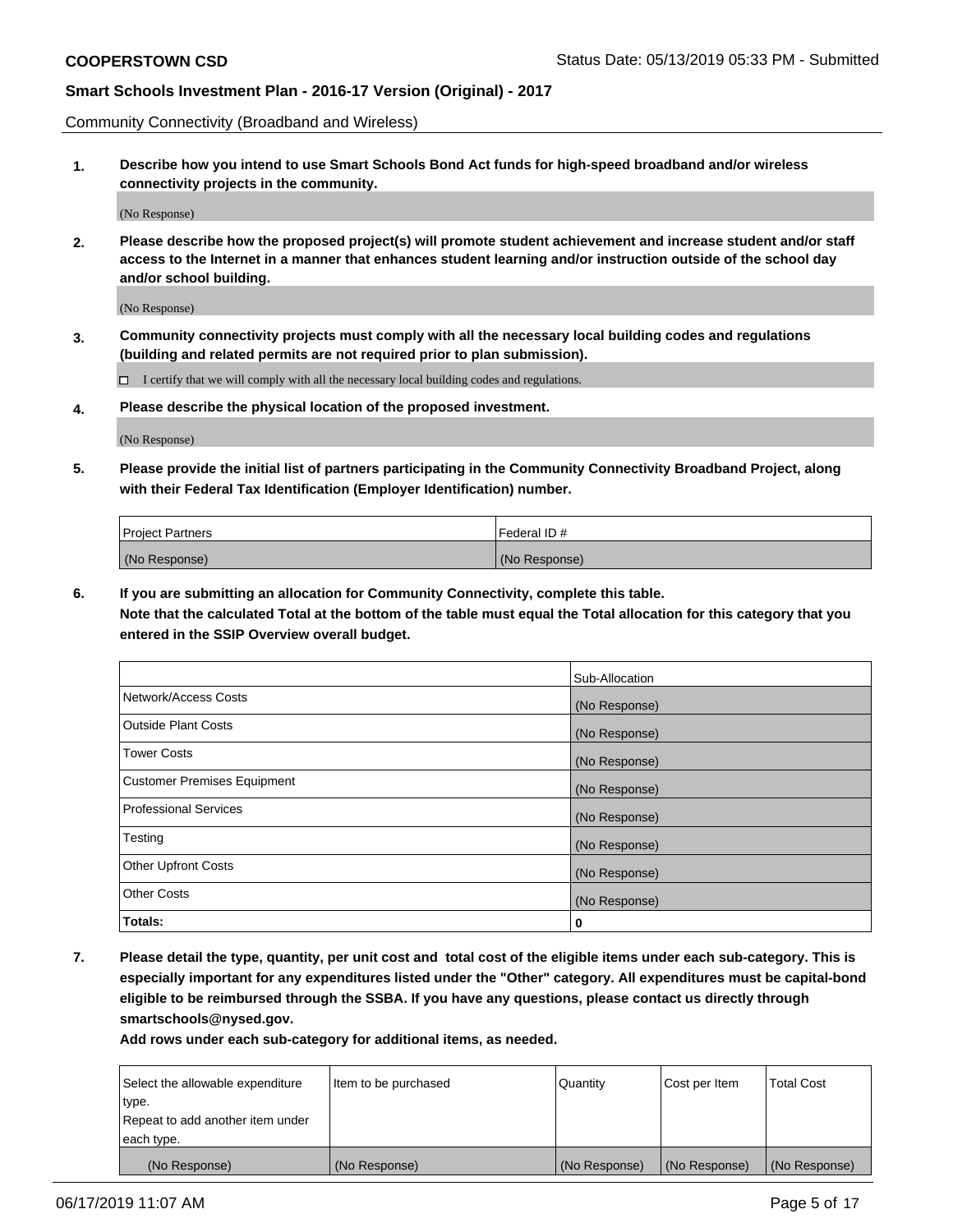Community Connectivity (Broadband and Wireless)

**1. Describe how you intend to use Smart Schools Bond Act funds for high-speed broadband and/or wireless connectivity projects in the community.**

(No Response)

**2. Please describe how the proposed project(s) will promote student achievement and increase student and/or staff access to the Internet in a manner that enhances student learning and/or instruction outside of the school day and/or school building.**

(No Response)

**3. Community connectivity projects must comply with all the necessary local building codes and regulations (building and related permits are not required prior to plan submission).**

☐ I certify that we will comply with all the necessary local building codes and regulations.

**4. Please describe the physical location of the proposed investment.**

(No Response)

**5. Please provide the initial list of partners participating in the Community Connectivity Broadband Project, along with their Federal Tax Identification (Employer Identification) number.**

| Project Partners | Federal ID # |
|---|---|
| (No Response) | (No Response) |

**6. If you are submitting an allocation for Community Connectivity, complete this table.**
**Note that the calculated Total at the bottom of the table must equal the Total allocation for this category that you entered in the SSIP Overview overall budget.**

| | Sub-Allocation |
|---|---|
| Network/Access Costs | (No Response) |
| Outside Plant Costs | (No Response) |
| Tower Costs | (No Response) |
| Customer Premises Equipment | (No Response) |
| Professional Services | (No Response) |
| Testing | (No Response) |
| Other Upfront Costs | (No Response) |
| Other Costs | (No Response) |
| **Totals:** | **0** |

**7. Please detail the type, quantity, per unit cost and total cost of the eligible items under each sub-category. This is especially important for any expenditures listed under the "Other" category. All expenditures must be capital-bond eligible to be reimbursed through the SSBA. If you have any questions, please contact us directly through smartschools@nysed.gov.**

**Add rows under each sub-category for additional items, as needed.**

| Select the allowable expenditure type. Repeat to add another item under each type. | Item to be purchased | Quantity | Cost per Item | Total Cost |
|---|---|---|---|---|
| (No Response) | (No Response) | (No Response) | (No Response) | (No Response) |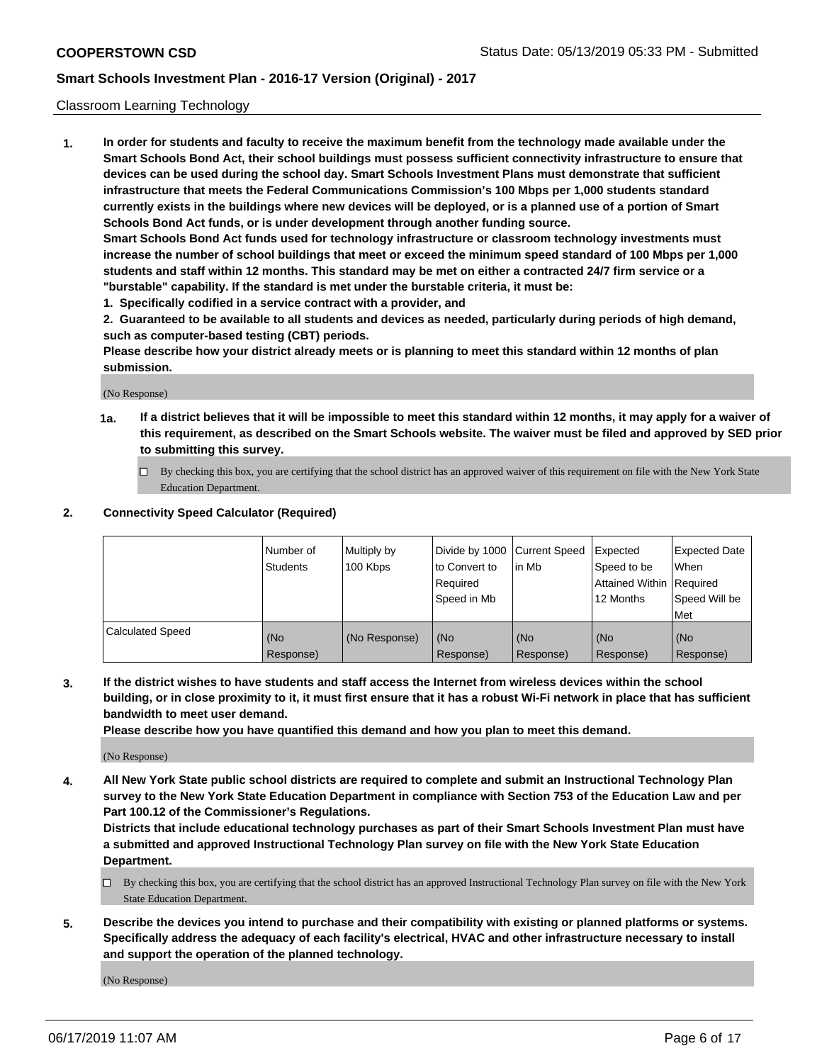Classroom Learning Technology

**1. In order for students and faculty to receive the maximum benefit from the technology made available under the Smart Schools Bond Act, their school buildings must possess sufficient connectivity infrastructure to ensure that devices can be used during the school day. Smart Schools Investment Plans must demonstrate that sufficient infrastructure that meets the Federal Communications Commission's 100 Mbps per 1,000 students standard currently exists in the buildings where new devices will be deployed, or is a planned use of a portion of Smart Schools Bond Act funds, or is under development through another funding source.**

**Smart Schools Bond Act funds used for technology infrastructure or classroom technology investments must increase the number of school buildings that meet or exceed the minimum speed standard of 100 Mbps per 1,000 students and staff within 12 months. This standard may be met on either a contracted 24/7 firm service or a "burstable" capability. If the standard is met under the burstable criteria, it must be:**

**1. Specifically codified in a service contract with a provider, and**

**2. Guaranteed to be available to all students and devices as needed, particularly during periods of high demand, such as computer-based testing (CBT) periods.**

**Please describe how your district already meets or is planning to meet this standard within 12 months of plan submission.**

(No Response)

**1a. If a district believes that it will be impossible to meet this standard within 12 months, it may apply for a waiver of this requirement, as described on the Smart Schools website. The waiver must be filed and approved by SED prior to submitting this survey.**

☐ By checking this box, you are certifying that the school district has an approved waiver of this requirement on file with the New York State Education Department.

**2. Connectivity Speed Calculator (Required)**

| | Number of Students | Multiply by 100 Kbps | Divide by 1000 to Convert to Required Speed in Mb | Current Speed in Mb | Expected Speed to be Attained Within 12 Months | Expected Date When Required Speed Will be Met |
|---|---|---|---|---|---|---|
| Calculated Speed | (No Response) | (No Response) | (No Response) | (No Response) | (No Response) | (No Response) |

**3. If the district wishes to have students and staff access the Internet from wireless devices within the school building, or in close proximity to it, it must first ensure that it has a robust Wi-Fi network in place that has sufficient bandwidth to meet user demand.**

**Please describe how you have quantified this demand and how you plan to meet this demand.**

(No Response)

**4. All New York State public school districts are required to complete and submit an Instructional Technology Plan survey to the New York State Education Department in compliance with Section 753 of the Education Law and per Part 100.12 of the Commissioner's Regulations.**

**Districts that include educational technology purchases as part of their Smart Schools Investment Plan must have a submitted and approved Instructional Technology Plan survey on file with the New York State Education Department.**

☐ By checking this box, you are certifying that the school district has an approved Instructional Technology Plan survey on file with the New York State Education Department.

**5. Describe the devices you intend to purchase and their compatibility with existing or planned platforms or systems. Specifically address the adequacy of each facility's electrical, HVAC and other infrastructure necessary to install and support the operation of the planned technology.**

(No Response)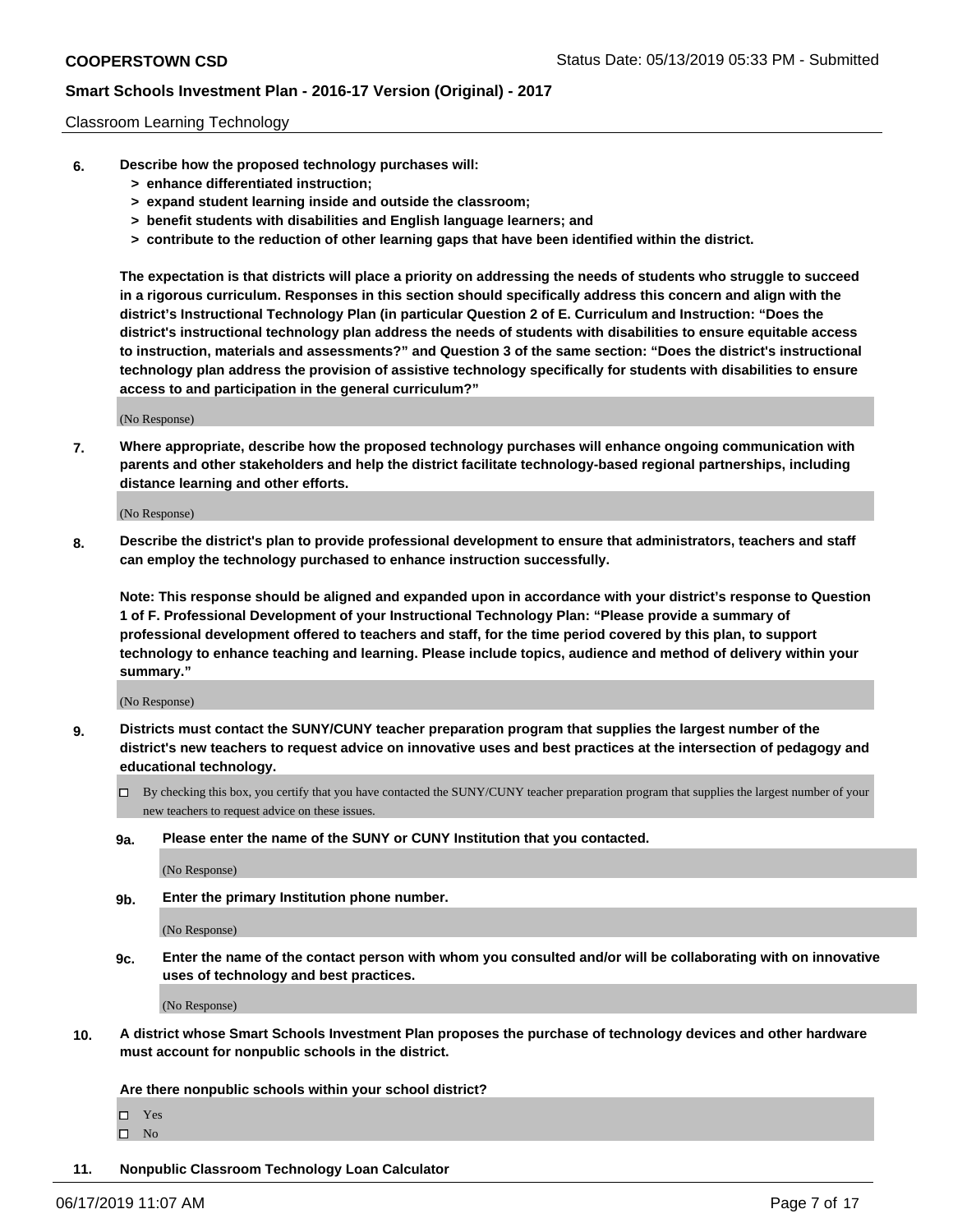Classroom Learning Technology

**6. Describe how the proposed technology purchases will:**
> **> enhance differentiated instruction;**
> **> expand student learning inside and outside the classroom;**
> **> benefit students with disabilities and English language learners; and**
> **> contribute to the reduction of other learning gaps that have been identified within the district.**

**The expectation is that districts will place a priority on addressing the needs of students who struggle to succeed in a rigorous curriculum. Responses in this section should specifically address this concern and align with the district's Instructional Technology Plan (in particular Question 2 of E. Curriculum and Instruction: "Does the district's instructional technology plan address the needs of students with disabilities to ensure equitable access to instruction, materials and assessments?" and Question 3 of the same section: "Does the district's instructional technology plan address the provision of assistive technology specifically for students with disabilities to ensure access to and participation in the general curriculum?"**

(No Response)

**7. Where appropriate, describe how the proposed technology purchases will enhance ongoing communication with parents and other stakeholders and help the district facilitate technology-based regional partnerships, including distance learning and other efforts.**

(No Response)

**8. Describe the district's plan to provide professional development to ensure that administrators, teachers and staff can employ the technology purchased to enhance instruction successfully.**

**Note: This response should be aligned and expanded upon in accordance with your district's response to Question 1 of F. Professional Development of your Instructional Technology Plan: "Please provide a summary of professional development offered to teachers and staff, for the time period covered by this plan, to support technology to enhance teaching and learning. Please include topics, audience and method of delivery within your summary."**

(No Response)

**9. Districts must contact the SUNY/CUNY teacher preparation program that supplies the largest number of the district's new teachers to request advice on innovative uses and best practices at the intersection of pedagogy and educational technology.**

☐ By checking this box, you certify that you have contacted the SUNY/CUNY teacher preparation program that supplies the largest number of your new teachers to request advice on these issues.

**9a. Please enter the name of the SUNY or CUNY Institution that you contacted.**

(No Response)

**9b. Enter the primary Institution phone number.**

(No Response)

**9c. Enter the name of the contact person with whom you consulted and/or will be collaborating with on innovative uses of technology and best practices.**

(No Response)

**10. A district whose Smart Schools Investment Plan proposes the purchase of technology devices and other hardware must account for nonpublic schools in the district.**

**Are there nonpublic schools within your school district?**

☐ Yes
☐ No

**11. Nonpublic Classroom Technology Loan Calculator**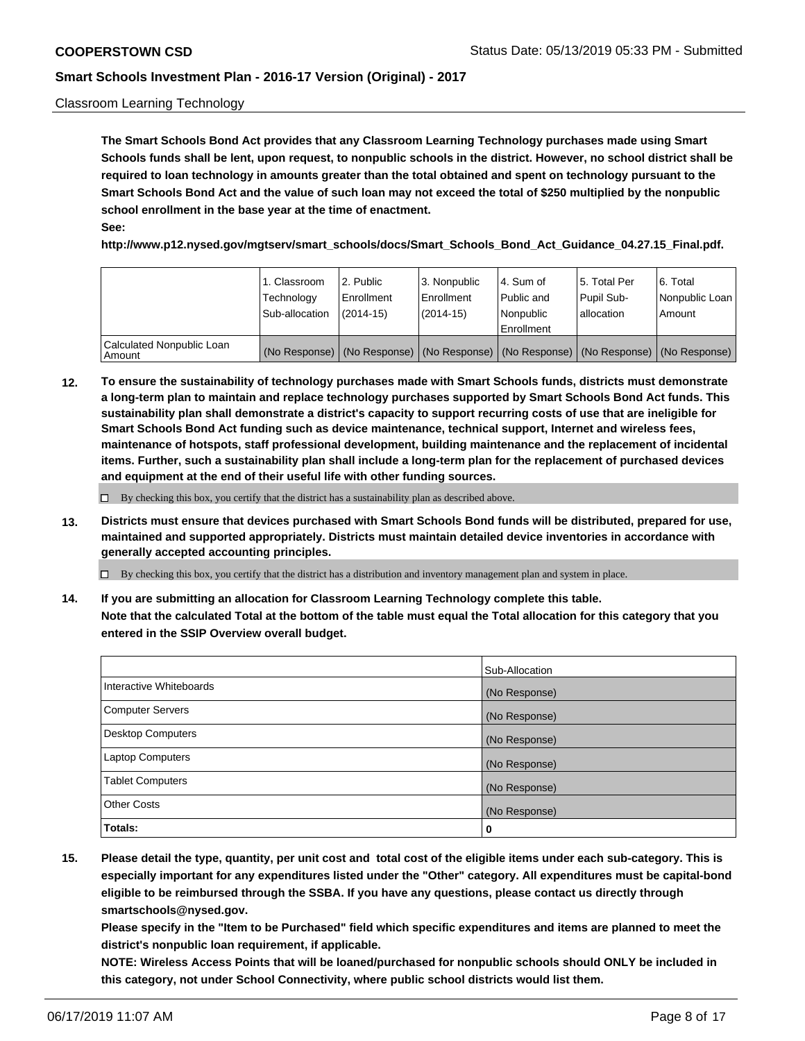Classroom Learning Technology

**The Smart Schools Bond Act provides that any Classroom Learning Technology purchases made using Smart Schools funds shall be lent, upon request, to nonpublic schools in the district. However, no school district shall be required to loan technology in amounts greater than the total obtained and spent on technology pursuant to the Smart Schools Bond Act and the value of such loan may not exceed the total of $250 multiplied by the nonpublic school enrollment in the base year at the time of enactment.**

**See:**

**http://www.p12.nysed.gov/mgtserv/smart_schools/docs/Smart_Schools_Bond_Act_Guidance_04.27.15_Final.pdf.**

| | 1. Classroom Technology Sub-allocation | 2. Public Enrollment (2014-15) | 3. Nonpublic Enrollment (2014-15) | 4. Sum of Public and Nonpublic Enrollment | 5. Total Per Pupil Sub-allocation | 6. Total Nonpublic Loan Amount |
|---|---|---|---|---|---|---|
| Calculated Nonpublic Loan Amount | (No Response) | (No Response) | (No Response) | (No Response) | (No Response) | (No Response) |

**12. To ensure the sustainability of technology purchases made with Smart Schools funds, districts must demonstrate a long-term plan to maintain and replace technology purchases supported by Smart Schools Bond Act funds. This sustainability plan shall demonstrate a district's capacity to support recurring costs of use that are ineligible for Smart Schools Bond Act funding such as device maintenance, technical support, Internet and wireless fees, maintenance of hotspots, staff professional development, building maintenance and the replacement of incidental items. Further, such a sustainability plan shall include a long-term plan for the replacement of purchased devices and equipment at the end of their useful life with other funding sources.**

☐ By checking this box, you certify that the district has a sustainability plan as described above.

**13. Districts must ensure that devices purchased with Smart Schools Bond funds will be distributed, prepared for use, maintained and supported appropriately. Districts must maintain detailed device inventories in accordance with generally accepted accounting principles.**

☐ By checking this box, you certify that the district has a distribution and inventory management plan and system in place.

**14. If you are submitting an allocation for Classroom Learning Technology complete this table. Note that the calculated Total at the bottom of the table must equal the Total allocation for this category that you entered in the SSIP Overview overall budget.**

| | Sub-Allocation |
|---|---|
| Interactive Whiteboards | (No Response) |
| Computer Servers | (No Response) |
| Desktop Computers | (No Response) |
| Laptop Computers | (No Response) |
| Tablet Computers | (No Response) |
| Other Costs | (No Response) |
| **Totals:** | **0** |

**15. Please detail the type, quantity, per unit cost and total cost of the eligible items under each sub-category. This is especially important for any expenditures listed under the "Other" category. All expenditures must be capital-bond eligible to be reimbursed through the SSBA. If you have any questions, please contact us directly through smartschools@nysed.gov.**

**Please specify in the "Item to be Purchased" field which specific expenditures and items are planned to meet the district's nonpublic loan requirement, if applicable.**

**NOTE: Wireless Access Points that will be loaned/purchased for nonpublic schools should ONLY be included in this category, not under School Connectivity, where public school districts would list them.**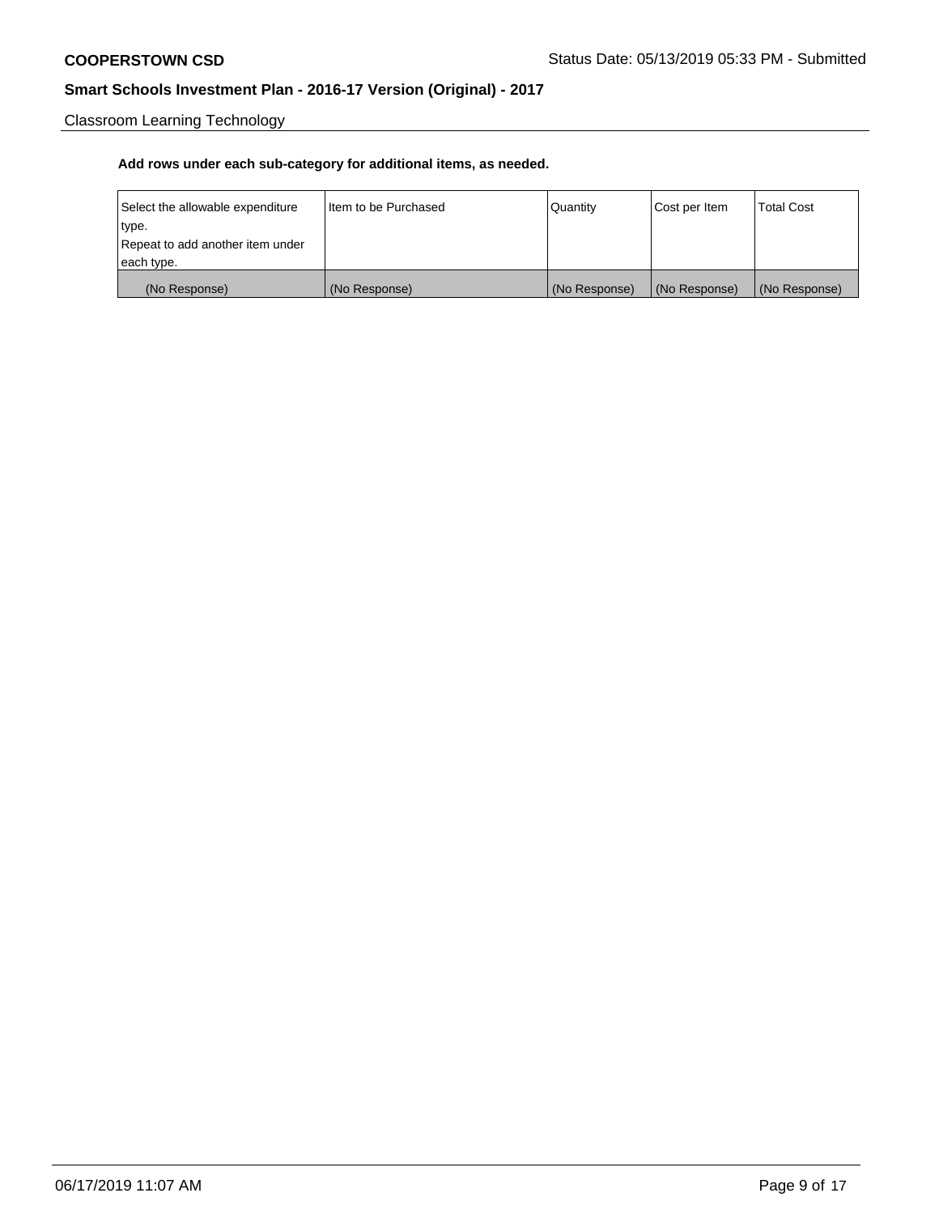Classroom Learning Technology

**Add rows under each sub-category for additional items, as needed.**

| Select the allowable expenditure type. Repeat to add another item under each type. | Item to be Purchased | Quantity | Cost per Item | Total Cost |
|---|---|---|---|---|
| (No Response) | (No Response) | (No Response) | (No Response) | (No Response) |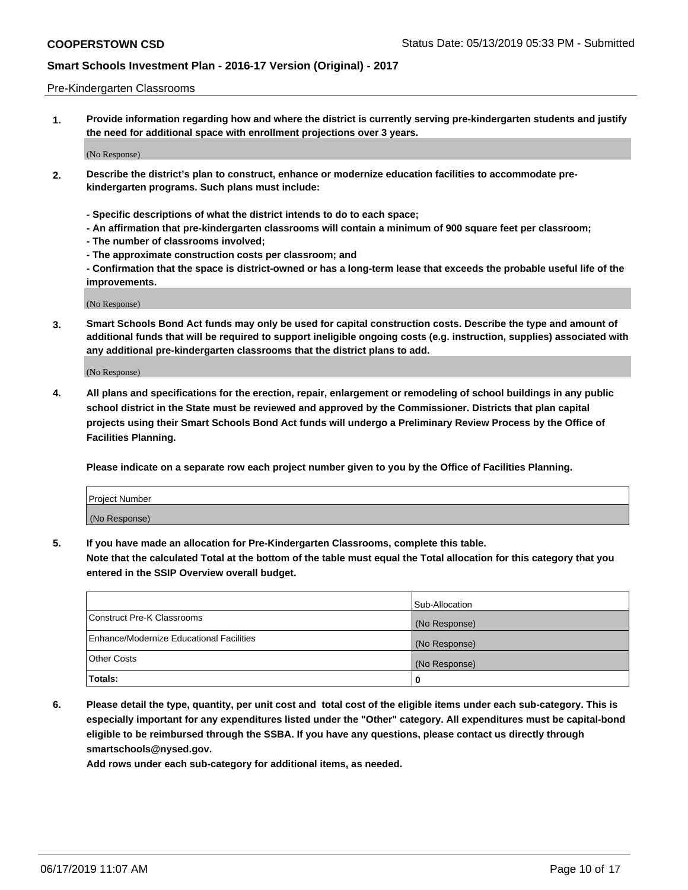Pre-Kindergarten Classrooms

1. **Provide information regarding how and where the district is currently serving pre-kindergarten students and justify the need for additional space with enrollment projections over 3 years.**

(No Response)

2. **Describe the district's plan to construct, enhance or modernize education facilities to accommodate pre-kindergarten programs. Such plans must include:**

   **- Specific descriptions of what the district intends to do to each space;**
   **- An affirmation that pre-kindergarten classrooms will contain a minimum of 900 square feet per classroom;**
   **- The number of classrooms involved;**
   **- The approximate construction costs per classroom; and**
   **- Confirmation that the space is district-owned or has a long-term lease that exceeds the probable useful life of the improvements.**

(No Response)

3. **Smart Schools Bond Act funds may only be used for capital construction costs. Describe the type and amount of additional funds that will be required to support ineligible ongoing costs (e.g. instruction, supplies) associated with any additional pre-kindergarten classrooms that the district plans to add.**

(No Response)

4. **All plans and specifications for the erection, repair, enlargement or remodeling of school buildings in any public school district in the State must be reviewed and approved by the Commissioner. Districts that plan capital projects using their Smart Schools Bond Act funds will undergo a Preliminary Review Process by the Office of Facilities Planning.**

   **Please indicate on a separate row each project number given to you by the Office of Facilities Planning.**

| Project Number |
| --- |
| (No Response) |

5. **If you have made an allocation for Pre-Kindergarten Classrooms, complete this table.**
   **Note that the calculated Total at the bottom of the table must equal the Total allocation for this category that you entered in the SSIP Overview overall budget.**

| | Sub-Allocation |
| --- | --- |
| Construct Pre-K Classrooms | (No Response) |
| Enhance/Modernize Educational Facilities | (No Response) |
| Other Costs | (No Response) |
| **Totals:** | **0** |

6. **Please detail the type, quantity, per unit cost and total cost of the eligible items under each sub-category. This is especially important for any expenditures listed under the "Other" category. All expenditures must be capital-bond eligible to be reimbursed through the SSBA. If you have any questions, please contact us directly through smartschools@nysed.gov.**
   **Add rows under each sub-category for additional items, as needed.**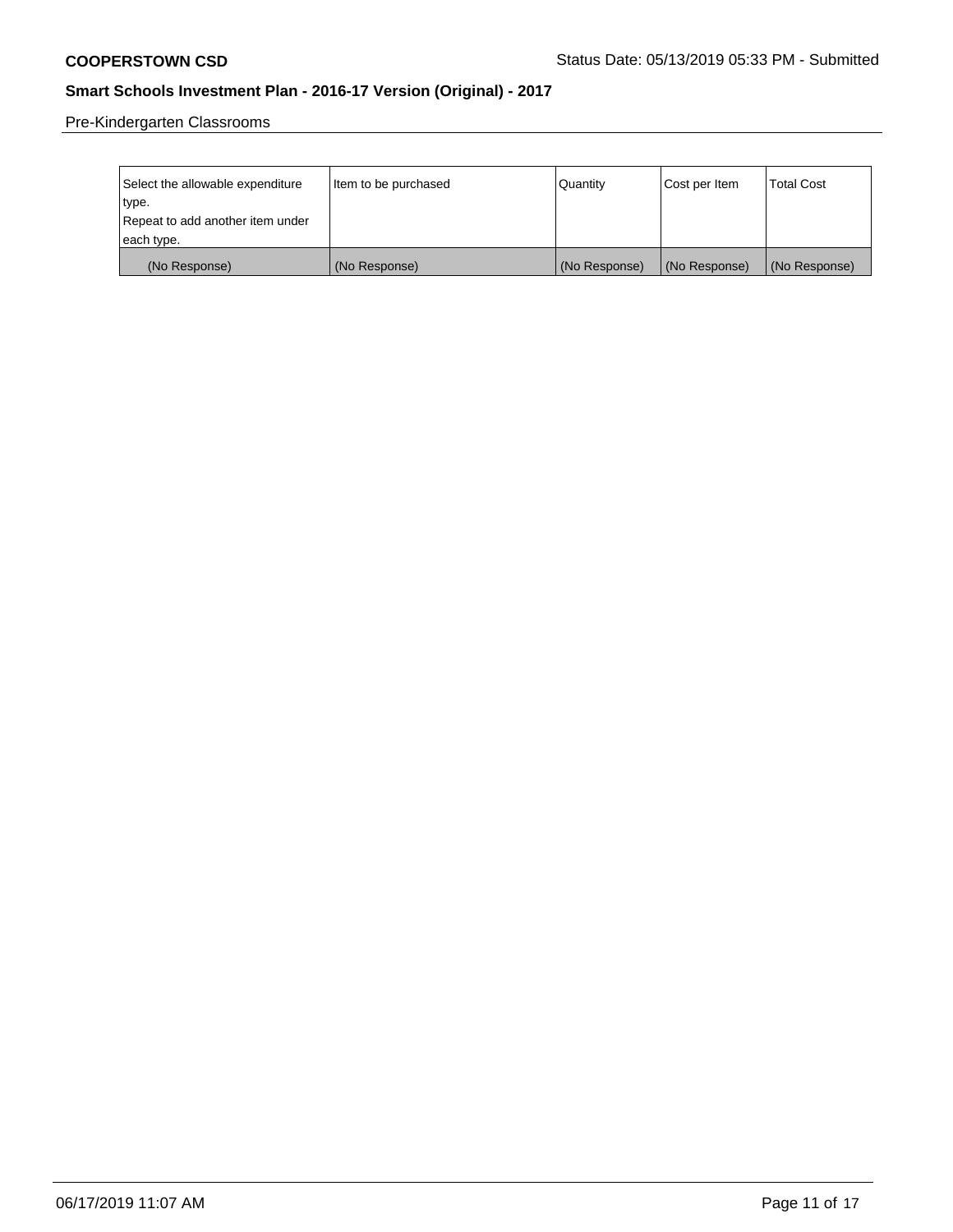Pre-Kindergarten Classrooms

| Select the allowable expenditure type. Repeat to add another item under each type. | Item to be purchased | Quantity | Cost per Item | Total Cost |
|---|---|---|---|---|
| (No Response) | (No Response) | (No Response) | (No Response) | (No Response) |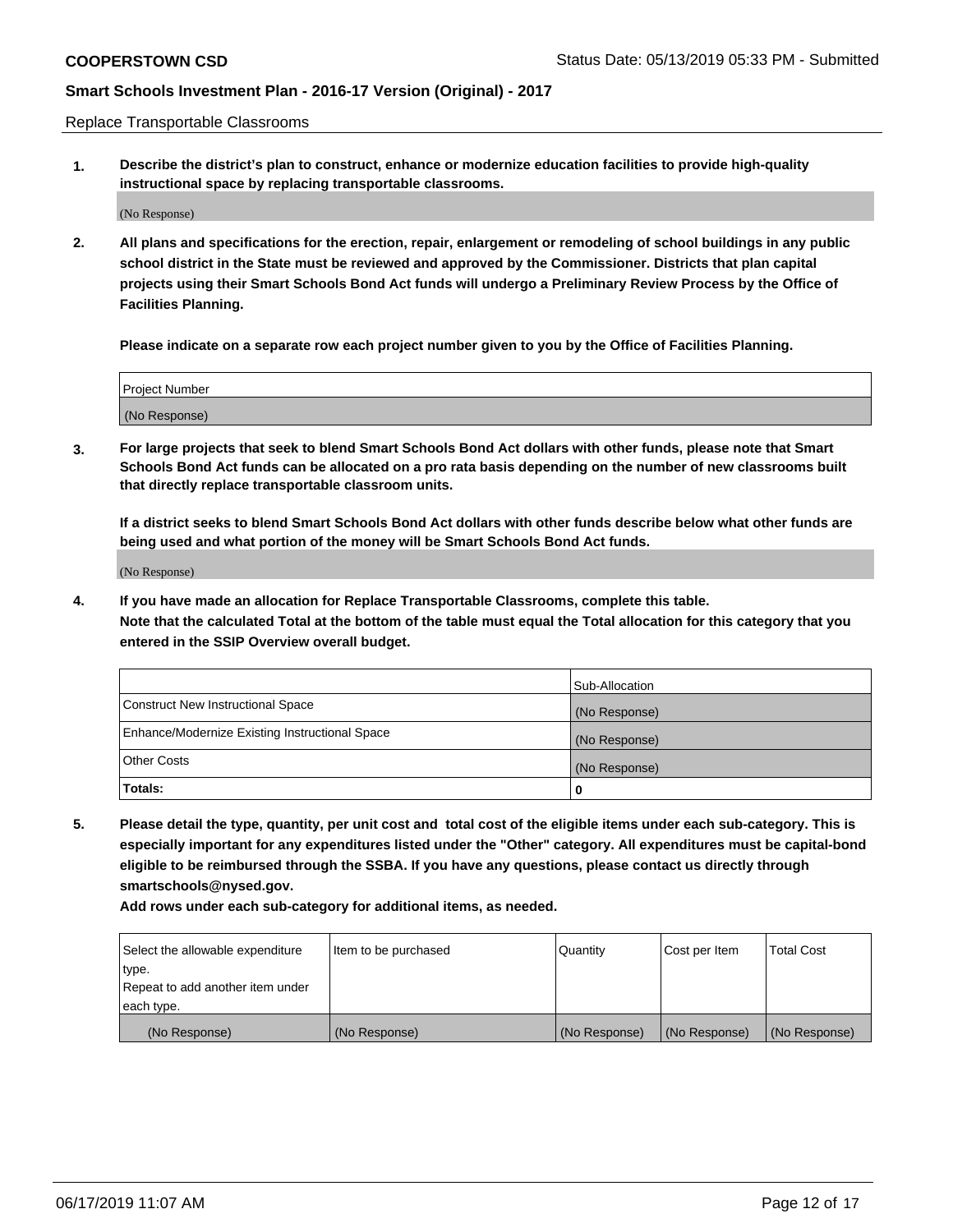Replace Transportable Classrooms

1. **Describe the district's plan to construct, enhance or modernize education facilities to provide high-quality instructional space by replacing transportable classrooms.**

(No Response)

2. **All plans and specifications for the erection, repair, enlargement or remodeling of school buildings in any public school district in the State must be reviewed and approved by the Commissioner. Districts that plan capital projects using their Smart Schools Bond Act funds will undergo a Preliminary Review Process by the Office of Facilities Planning.**

   **Please indicate on a separate row each project number given to you by the Office of Facilities Planning.**

| Project Number |
|---|
| (No Response) |

3. **For large projects that seek to blend Smart Schools Bond Act dollars with other funds, please note that Smart Schools Bond Act funds can be allocated on a pro rata basis depending on the number of new classrooms built that directly replace transportable classroom units.**

   **If a district seeks to blend Smart Schools Bond Act dollars with other funds describe below what other funds are being used and what portion of the money will be Smart Schools Bond Act funds.**

(No Response)

4. **If you have made an allocation for Replace Transportable Classrooms, complete this table. Note that the calculated Total at the bottom of the table must equal the Total allocation for this category that you entered in the SSIP Overview overall budget.**

| | Sub-Allocation |
|---|---|
| Construct New Instructional Space | (No Response) |
| Enhance/Modernize Existing Instructional Space | (No Response) |
| Other Costs | (No Response) |
| **Totals:** | **0** |

5. **Please detail the type, quantity, per unit cost and total cost of the eligible items under each sub-category. This is especially important for any expenditures listed under the "Other" category. All expenditures must be capital-bond eligible to be reimbursed through the SSBA. If you have any questions, please contact us directly through smartschools@nysed.gov.**

   **Add rows under each sub-category for additional items, as needed.**

| Select the allowable expenditure type. Repeat to add another item under each type. | Item to be purchased | Quantity | Cost per Item | Total Cost |
|---|---|---|---|---|
| (No Response) | (No Response) | (No Response) | (No Response) | (No Response) |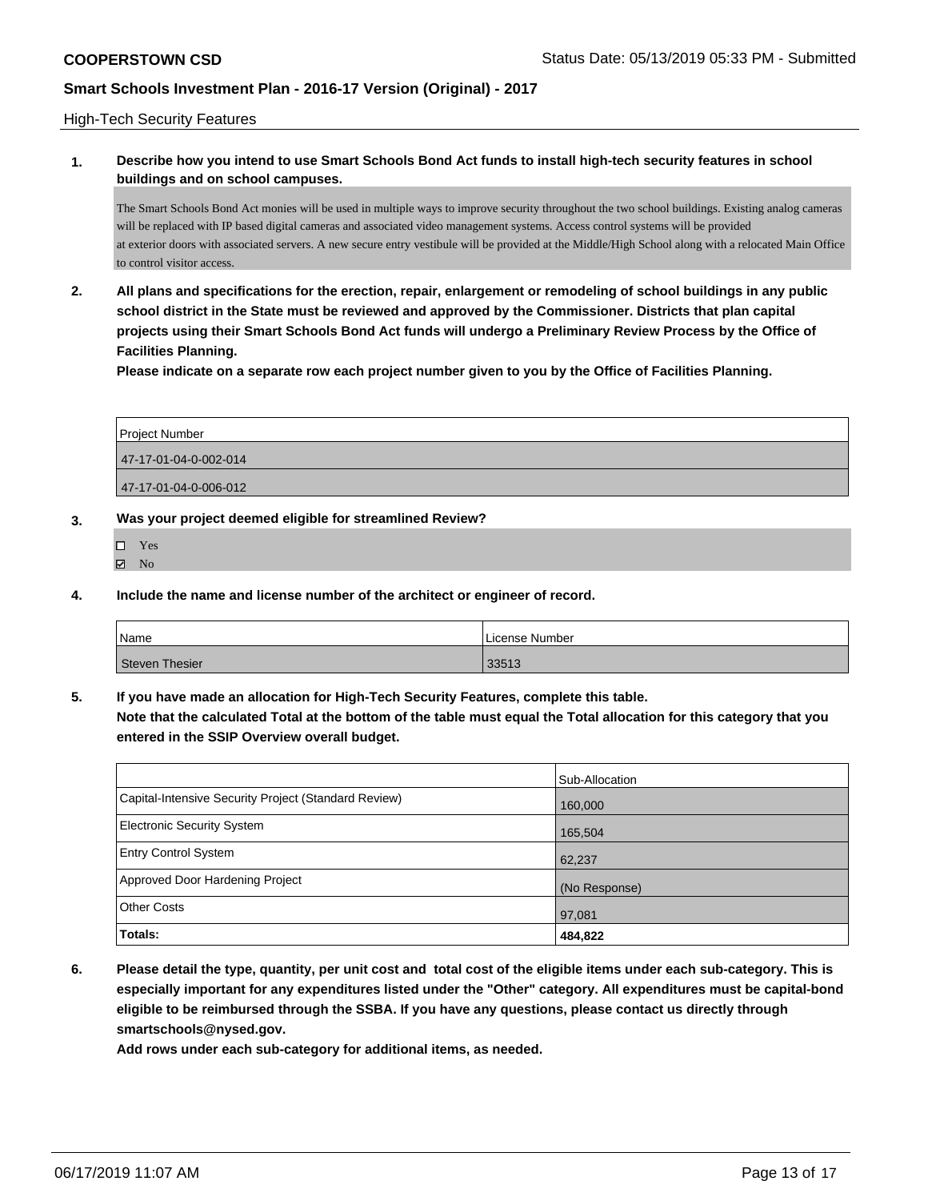## High-Tech Security Features

**1. Describe how you intend to use Smart Schools Bond Act funds to install high-tech security features in school buildings and on school campuses.**

The Smart Schools Bond Act monies will be used in multiple ways to improve security throughout the two school buildings. Existing analog cameras will be replaced with IP based digital cameras and associated video management systems. Access control systems will be provided at exterior doors with associated servers. A new secure entry vestibule will be provided at the Middle/High School along with a relocated Main Office to control visitor access.

**2. All plans and specifications for the erection, repair, enlargement or remodeling of school buildings in any public school district in the State must be reviewed and approved by the Commissioner. Districts that plan capital projects using their Smart Schools Bond Act funds will undergo a Preliminary Review Process by the Office of Facilities Planning.**

**Please indicate on a separate row each project number given to you by the Office of Facilities Planning.**

| Project Number |
|---|
| 47-17-01-04-0-002-014 |
| 47-17-01-04-0-006-012 |

**3. Was your project deemed eligible for streamlined Review?**

- ☐ Yes
- ☑ No

**4. Include the name and license number of the architect or engineer of record.**

| Name | License Number |
|---|---|
| Steven Thesier | 33513 |

**5. If you have made an allocation for High-Tech Security Features, complete this table.**
**Note that the calculated Total at the bottom of the table must equal the Total allocation for this category that you entered in the SSIP Overview overall budget.**

| | Sub-Allocation |
|---|---|
| Capital-Intensive Security Project (Standard Review) | 160,000 |
| Electronic Security System | 165,504 |
| Entry Control System | 62,237 |
| Approved Door Hardening Project | (No Response) |
| Other Costs | 97,081 |
| **Totals:** | **484,822** |

**6. Please detail the type, quantity, per unit cost and total cost of the eligible items under each sub-category. This is especially important for any expenditures listed under the "Other" category. All expenditures must be capital-bond eligible to be reimbursed through the SSBA. If you have any questions, please contact us directly through smartschools@nysed.gov.**

**Add rows under each sub-category for additional items, as needed.**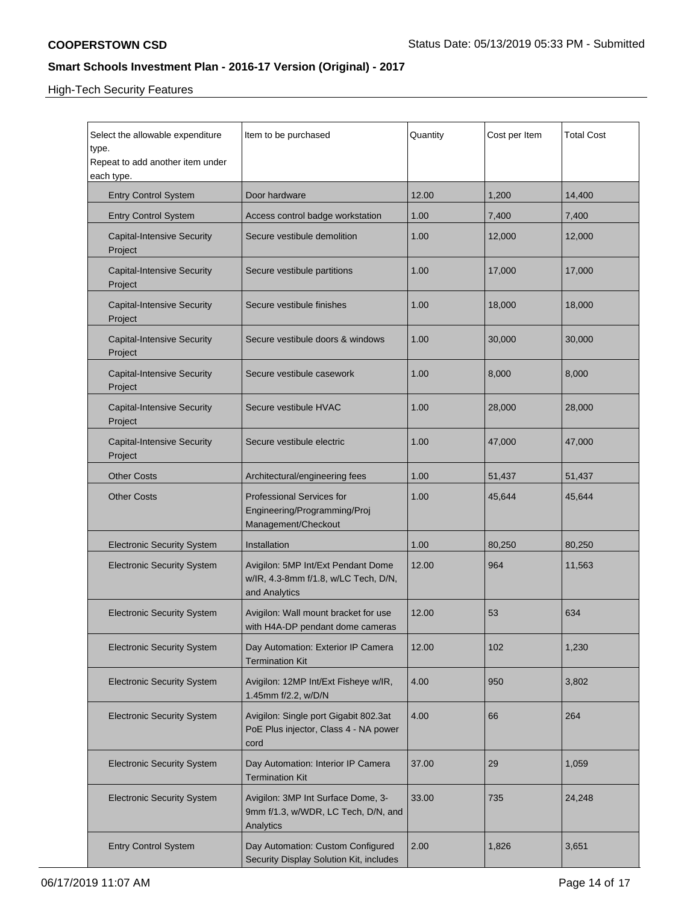## High-Tech Security Features

| Select the allowable expenditure type. Repeat to add another item under each type. | Item to be purchased | Quantity | Cost per Item | Total Cost |
|---|---|---|---|---|
| Entry Control System | Door hardware | 12.00 | 1,200 | 14,400 |
| Entry Control System | Access control badge workstation | 1.00 | 7,400 | 7,400 |
| Capital-Intensive Security Project | Secure vestibule demolition | 1.00 | 12,000 | 12,000 |
| Capital-Intensive Security Project | Secure vestibule partitions | 1.00 | 17,000 | 17,000 |
| Capital-Intensive Security Project | Secure vestibule finishes | 1.00 | 18,000 | 18,000 |
| Capital-Intensive Security Project | Secure vestibule doors & windows | 1.00 | 30,000 | 30,000 |
| Capital-Intensive Security Project | Secure vestibule casework | 1.00 | 8,000 | 8,000 |
| Capital-Intensive Security Project | Secure vestibule HVAC | 1.00 | 28,000 | 28,000 |
| Capital-Intensive Security Project | Secure vestibule electric | 1.00 | 47,000 | 47,000 |
| Other Costs | Architectural/engineering fees | 1.00 | 51,437 | 51,437 |
| Other Costs | Professional Services for Engineering/Programming/Proj Management/Checkout | 1.00 | 45,644 | 45,644 |
| Electronic Security System | Installation | 1.00 | 80,250 | 80,250 |
| Electronic Security System | Avigilon: 5MP Int/Ext Pendant Dome w/IR, 4.3-8mm f/1.8, w/LC Tech, D/N, and Analytics | 12.00 | 964 | 11,563 |
| Electronic Security System | Avigilon: Wall mount bracket for use with H4A-DP pendant dome cameras | 12.00 | 53 | 634 |
| Electronic Security System | Day Automation: Exterior IP Camera Termination Kit | 12.00 | 102 | 1,230 |
| Electronic Security System | Avigilon: 12MP Int/Ext Fisheye w/IR, 1.45mm f/2.2, w/D/N | 4.00 | 950 | 3,802 |
| Electronic Security System | Avigilon: Single port Gigabit 802.3at PoE Plus injector, Class 4 - NA power cord | 4.00 | 66 | 264 |
| Electronic Security System | Day Automation: Interior IP Camera Termination Kit | 37.00 | 29 | 1,059 |
| Electronic Security System | Avigilon: 3MP Int Surface Dome, 3-9mm f/1.3, w/WDR, LC Tech, D/N, and Analytics | 33.00 | 735 | 24,248 |
| Entry Control System | Day Automation: Custom Configured Security Display Solution Kit, includes | 2.00 | 1,826 | 3,651 |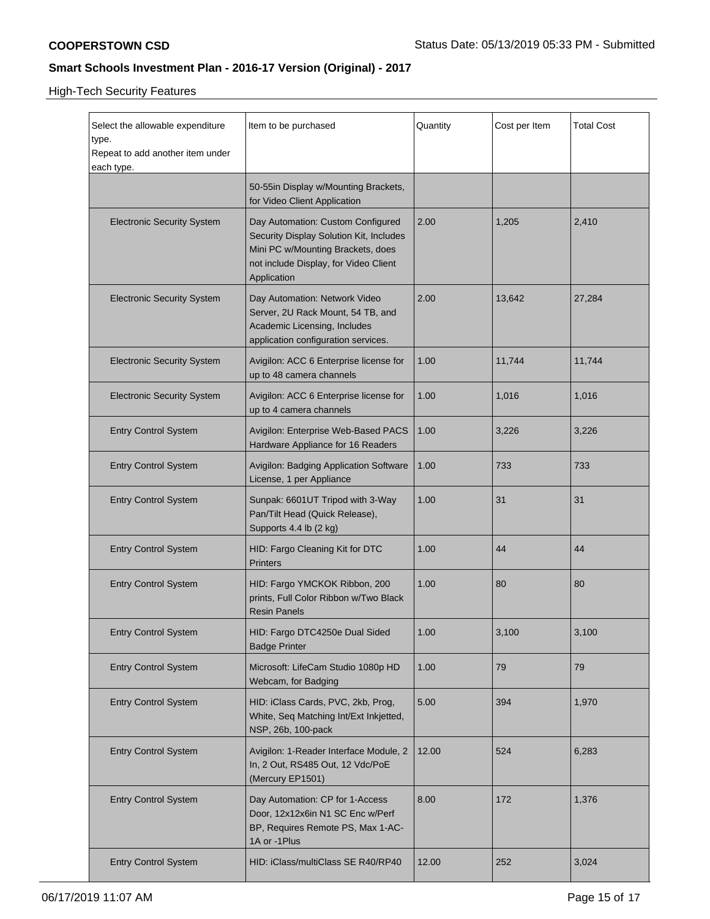High-Tech Security Features

| Select the allowable expenditure type. Repeat to add another item under each type. | Item to be purchased | Quantity | Cost per Item | Total Cost |
|---|---|---|---|---|
| | 50-55in Display w/Mounting Brackets, for Video Client Application | | | |
| Electronic Security System | Day Automation: Custom Configured Security Display Solution Kit, Includes Mini PC w/Mounting Brackets, does not include Display, for Video Client Application | 2.00 | 1,205 | 2,410 |
| Electronic Security System | Day Automation: Network Video Server, 2U Rack Mount, 54 TB, and Academic Licensing, Includes application configuration services. | 2.00 | 13,642 | 27,284 |
| Electronic Security System | Avigilon: ACC 6 Enterprise license for up to 48 camera channels | 1.00 | 11,744 | 11,744 |
| Electronic Security System | Avigilon: ACC 6 Enterprise license for up to 4 camera channels | 1.00 | 1,016 | 1,016 |
| Entry Control System | Avigilon: Enterprise Web-Based PACS Hardware Appliance for 16 Readers | 1.00 | 3,226 | 3,226 |
| Entry Control System | Avigilon: Badging Application Software License, 1 per Appliance | 1.00 | 733 | 733 |
| Entry Control System | Sunpak: 6601UT Tripod with 3-Way Pan/Tilt Head (Quick Release), Supports 4.4 lb (2 kg) | 1.00 | 31 | 31 |
| Entry Control System | HID: Fargo Cleaning Kit for DTC Printers | 1.00 | 44 | 44 |
| Entry Control System | HID: Fargo YMCKOK Ribbon, 200 prints, Full Color Ribbon w/Two Black Resin Panels | 1.00 | 80 | 80 |
| Entry Control System | HID: Fargo DTC4250e Dual Sided Badge Printer | 1.00 | 3,100 | 3,100 |
| Entry Control System | Microsoft: LifeCam Studio 1080p HD Webcam, for Badging | 1.00 | 79 | 79 |
| Entry Control System | HID: iClass Cards, PVC, 2kb, Prog, White, Seq Matching Int/Ext Inkjetted, NSP, 26b, 100-pack | 5.00 | 394 | 1,970 |
| Entry Control System | Avigilon: 1-Reader Interface Module, 2 In, 2 Out, RS485 Out, 12 Vdc/PoE (Mercury EP1501) | 12.00 | 524 | 6,283 |
| Entry Control System | Day Automation: CP for 1-Access Door, 12x12x6in N1 SC Enc w/Perf BP, Requires Remote PS, Max 1-AC-1A or -1Plus | 8.00 | 172 | 1,376 |
| Entry Control System | HID: iClass/multiClass SE R40/RP40 | 12.00 | 252 | 3,024 |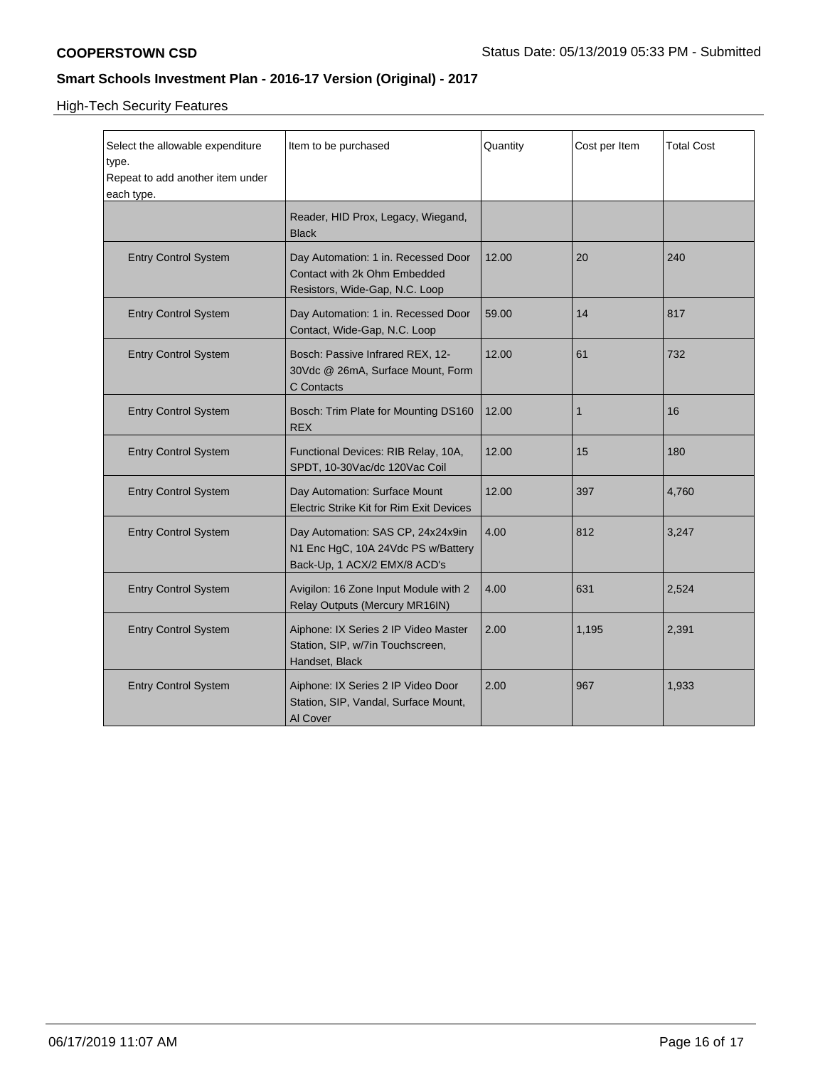## High-Tech Security Features

| Select the allowable expenditure type.<br>Repeat to add another item under each type. | Item to be purchased | Quantity | Cost per Item | Total Cost |
|---|---|---|---|---|
| | Reader, HID Prox, Legacy, Wiegand, Black | | | |
| Entry Control System | Day Automation: 1 in. Recessed Door Contact with 2k Ohm Embedded Resistors, Wide-Gap, N.C. Loop | 12.00 | 20 | 240 |
| Entry Control System | Day Automation: 1 in. Recessed Door Contact, Wide-Gap, N.C. Loop | 59.00 | 14 | 817 |
| Entry Control System | Bosch: Passive Infrared REX, 12-30Vdc @ 26mA, Surface Mount, Form C Contacts | 12.00 | 61 | 732 |
| Entry Control System | Bosch: Trim Plate for Mounting DS160 REX | 12.00 | 1 | 16 |
| Entry Control System | Functional Devices: RIB Relay, 10A, SPDT, 10-30Vac/dc 120Vac Coil | 12.00 | 15 | 180 |
| Entry Control System | Day Automation: Surface Mount Electric Strike Kit for Rim Exit Devices | 12.00 | 397 | 4,760 |
| Entry Control System | Day Automation: SAS CP, 24x24x9in N1 Enc HgC, 10A 24Vdc PS w/Battery Back-Up, 1 ACX/2 EMX/8 ACD's | 4.00 | 812 | 3,247 |
| Entry Control System | Avigilon: 16 Zone Input Module with 2 Relay Outputs (Mercury MR16IN) | 4.00 | 631 | 2,524 |
| Entry Control System | Aiphone: IX Series 2 IP Video Master Station, SIP, w/7in Touchscreen, Handset, Black | 2.00 | 1,195 | 2,391 |
| Entry Control System | Aiphone: IX Series 2 IP Video Door Station, SIP, Vandal, Surface Mount, Al Cover | 2.00 | 967 | 1,933 |